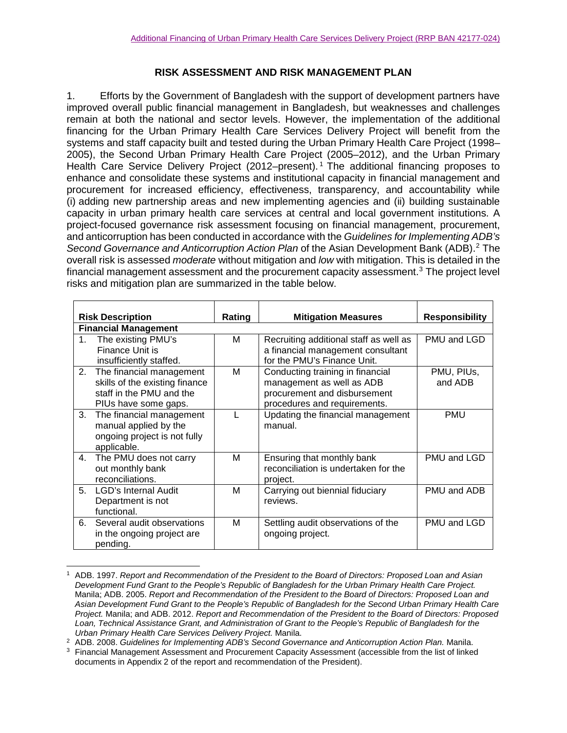# RISK ASSESSMENT AND RISK MANAGEMENT PLAN

1. Efforts by the Government of Bangladesh with the support of development partners have improved overall public financial management in Bangladesh, but weaknesses and challenges remain at both the national and sector levels. However, the implementation of the additional financing for the Urban Primary Health Care Services Delivery Project will benefit from the systems and staff capacity built and tested during the Urban Primary Health Care Project (1998–2005), the Second Urban Primary Health Care Project (2005–2012), and the Urban Primary Health Care Service Delivery Project (2012–present).[1] The additional financing proposes to enhance and consolidate these systems and institutional capacity in financial management and procurement for increased efficiency, effectiveness, transparency, and accountability while (i) adding new partnership areas and new implementing agencies and (ii) building sustainable capacity in urban primary health care services at central and local government institutions. A project-focused governance risk assessment focusing on financial management, procurement, and anticorruption has been conducted in accordance with the *Guidelines for Implementing ADB's Second Governance and Anticorruption Action Plan* of the Asian Development Bank (ADB).[2] The overall risk is assessed *moderate* without mitigation and *low* with mitigation. This is detailed in the financial management assessment and the procurement capacity assessment.[3] The project level risks and mitigation plan are summarized in the table below.

| Risk Description | Rating | Mitigation Measures | Responsibility |
|---|---|---|---|
| **Financial Management** | | | |
| 1. The existing PMU's Finance Unit is insufficiently staffed. | M | Recruiting additional staff as well as a financial management consultant for the PMU's Finance Unit. | PMU and LGD |
| 2. The financial management skills of the existing finance staff in the PMU and the PIUs have some gaps. | M | Conducting training in financial management as well as ADB procurement and disbursement procedures and requirements. | PMU, PIUs, and ADB |
| 3. The financial management manual applied by the ongoing project is not fully applicable. | L | Updating the financial management manual. | PMU |
| 4. The PMU does not carry out monthly bank reconciliations. | M | Ensuring that monthly bank reconciliation is undertaken for the project. | PMU and LGD |
| 5. LGD's Internal Audit Department is not functional. | M | Carrying out biennial fiduciary reviews. | PMU and ADB |
| 6. Several audit observations in the ongoing project are pending. | M | Settling audit observations of the ongoing project. | PMU and LGD |

[1] ADB. 1997. *Report and Recommendation of the President to the Board of Directors: Proposed Loan and Asian Development Fund Grant to the People's Republic of Bangladesh for the Urban Primary Health Care Project.* Manila; ADB. 2005. *Report and Recommendation of the President to the Board of Directors: Proposed Loan and Asian Development Fund Grant to the People's Republic of Bangladesh for the Second Urban Primary Health Care Project.* Manila; and ADB. 2012. *Report and Recommendation of the President to the Board of Directors: Proposed Loan, Technical Assistance Grant, and Administration of Grant to the People's Republic of Bangladesh for the Urban Primary Health Care Services Delivery Project.* Manila.

[2] ADB. 2008. *Guidelines for Implementing ADB's Second Governance and Anticorruption Action Plan.* Manila.

[3] Financial Management Assessment and Procurement Capacity Assessment (accessible from the list of linked documents in Appendix 2 of the report and recommendation of the President).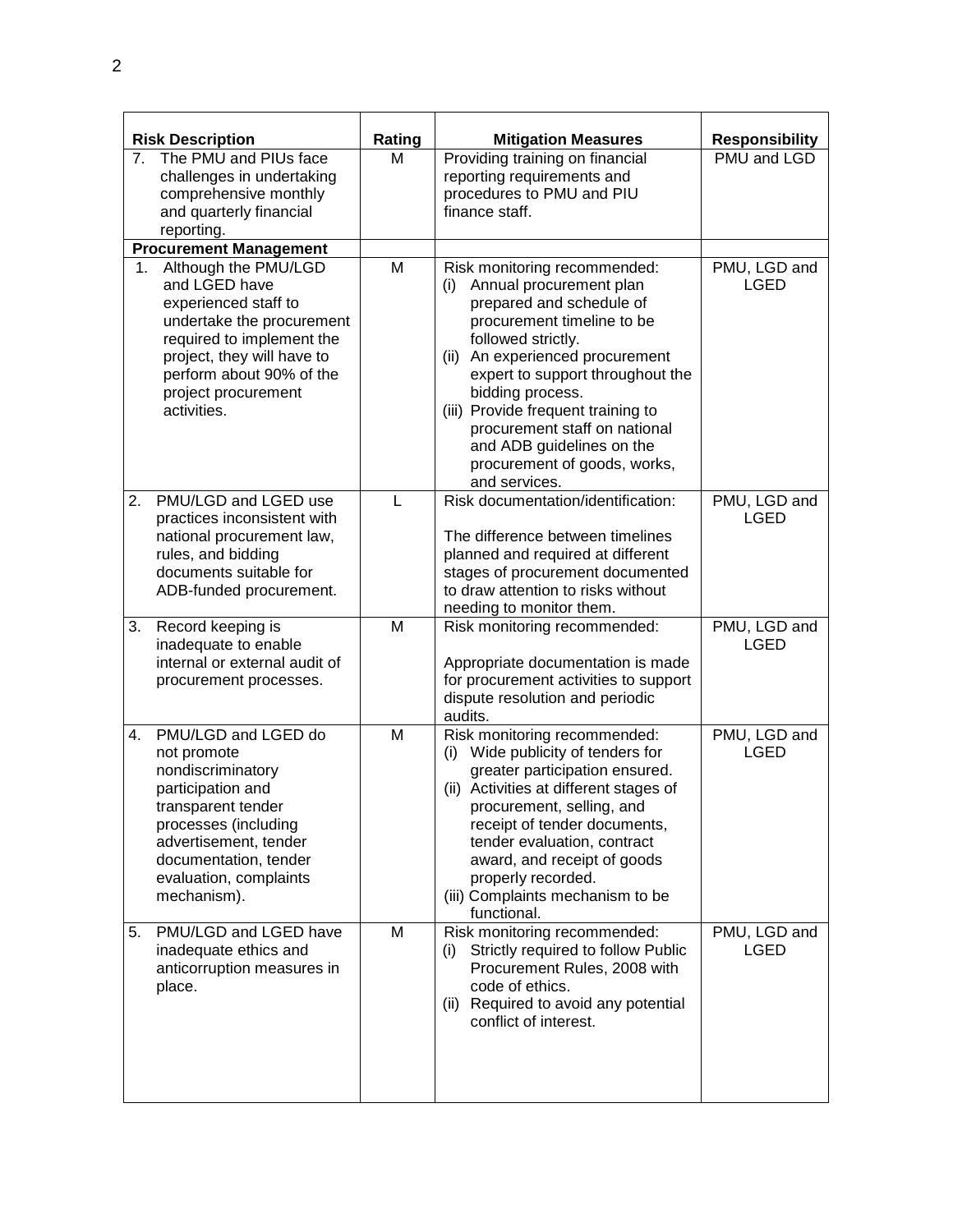| Risk Description | Rating | Mitigation Measures | Responsibility |
|---|---|---|---|
| 7. The PMU and PIUs face challenges in undertaking comprehensive monthly and quarterly financial reporting. | M | Providing training on financial reporting requirements and procedures to PMU and PIU finance staff. | PMU and LGD |
| **Procurement Management** | | | |
| 1. Although the PMU/LGD and LGED have experienced staff to undertake the procurement required to implement the project, they will have to perform about 90% of the project procurement activities. | M | Risk monitoring recommended: (i) Annual procurement plan prepared and schedule of procurement timeline to be followed strictly. (ii) An experienced procurement expert to support throughout the bidding process. (iii) Provide frequent training to procurement staff on national and ADB guidelines on the procurement of goods, works, and services. | PMU, LGD and LGED |
| 2. PMU/LGD and LGED use practices inconsistent with national procurement law, rules, and bidding documents suitable for ADB-funded procurement. | L | Risk documentation/identification: The difference between timelines planned and required at different stages of procurement documented to draw attention to risks without needing to monitor them. | PMU, LGD and LGED |
| 3. Record keeping is inadequate to enable internal or external audit of procurement processes. | M | Risk monitoring recommended: Appropriate documentation is made for procurement activities to support dispute resolution and periodic audits. | PMU, LGD and LGED |
| 4. PMU/LGD and LGED do not promote nondiscriminatory participation and transparent tender processes (including advertisement, tender documentation, tender evaluation, complaints mechanism). | M | Risk monitoring recommended: (i) Wide publicity of tenders for greater participation ensured. (ii) Activities at different stages of procurement, selling, and receipt of tender documents, tender evaluation, contract award, and receipt of goods properly recorded. (iii) Complaints mechanism to be functional. | PMU, LGD and LGED |
| 5. PMU/LGD and LGED have inadequate ethics and anticorruption measures in place. | M | Risk monitoring recommended: (i) Strictly required to follow Public Procurement Rules, 2008 with code of ethics. (ii) Required to avoid any potential conflict of interest. | PMU, LGD and LGED |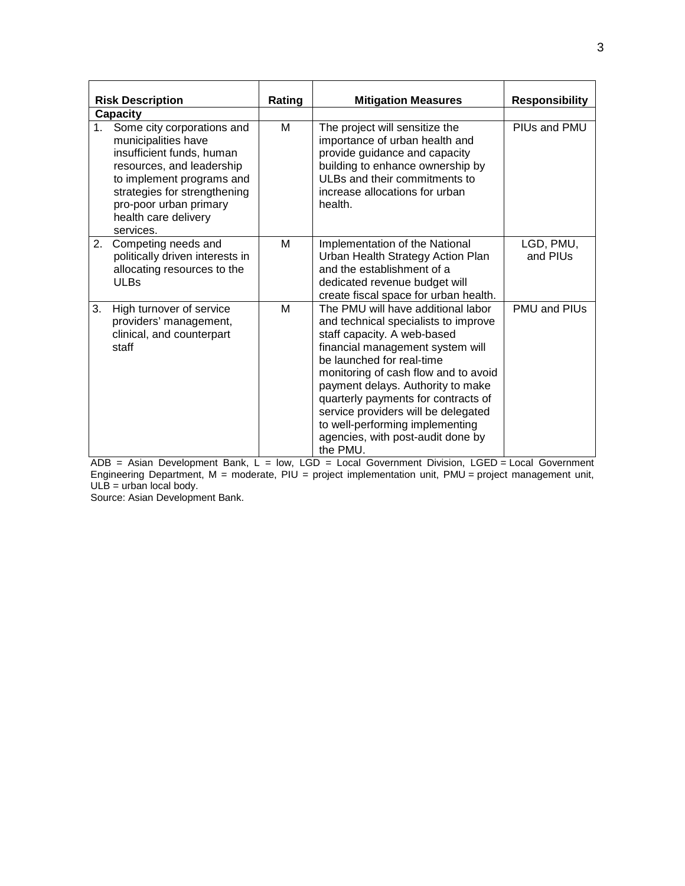| Risk Description | Rating | Mitigation Measures | Responsibility |
| --- | --- | --- | --- |
| **Capacity** | | | |
| 1. Some city corporations and municipalities have insufficient funds, human resources, and leadership to implement programs and strategies for strengthening pro-poor urban primary health care delivery services. | M | The project will sensitize the importance of urban health and provide guidance and capacity building to enhance ownership by ULBs and their commitments to increase allocations for urban health. | PIUs and PMU |
| 2. Competing needs and politically driven interests in allocating resources to the ULBs | M | Implementation of the National Urban Health Strategy Action Plan and the establishment of a dedicated revenue budget will create fiscal space for urban health. | LGD, PMU, and PIUs |
| 3. High turnover of service providers' management, clinical, and counterpart staff | M | The PMU will have additional labor and technical specialists to improve staff capacity. A web-based financial management system will be launched for real-time monitoring of cash flow and to avoid payment delays. Authority to make quarterly payments for contracts of service providers will be delegated to well-performing implementing agencies, with post-audit done by the PMU. | PMU and PIUs |

ADB = Asian Development Bank, L = low, LGD = Local Government Division, LGED = Local Government Engineering Department, M = moderate, PIU = project implementation unit, PMU = project management unit, ULB = urban local body.

Source: Asian Development Bank.